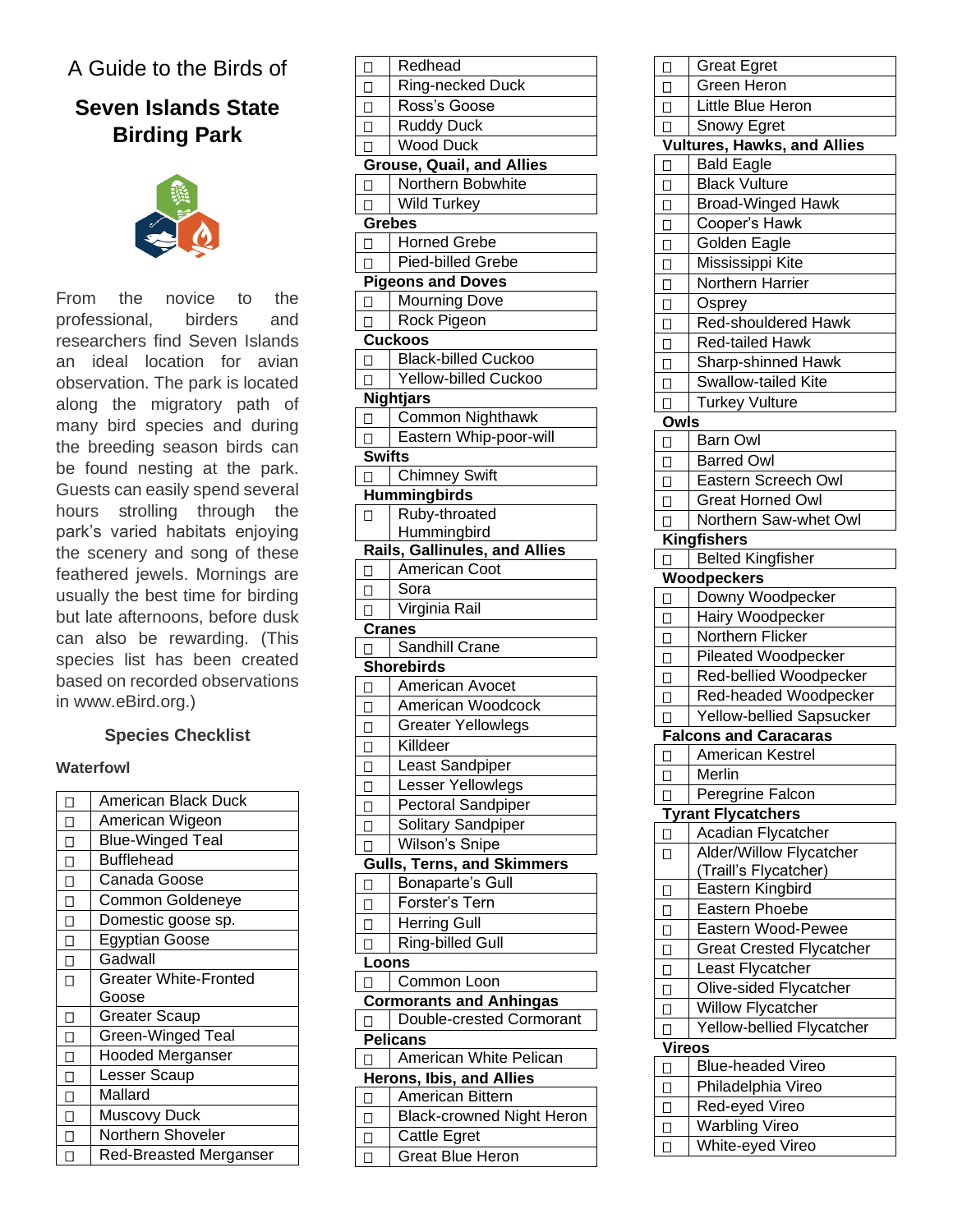# A Guide to the Birds of

## Seven Islands State Birding Park

From the novice to the professional, birders and researchers find Seven Islands an ideal location for avian observation. The park is located along the migratory path of many bird species and during the breeding season birds can be found nesting at the park. Guests can easily spend several hours strolling through the park's varied habitats enjoying the scenery and song of these feathered jewels. Mornings are usually the best time for birding but late afternoons, before dusk can also be rewarding. (This species list has been created based on recorded observations in www.eBird.org.)

### Species Checklist

**Waterfowl**

| ☐ | American Black Duck |
|---|---|
| ☐ | American Wigeon |
| ☐ | Blue-Winged Teal |
| ☐ | Bufflehead |
| ☐ | Canada Goose |
| ☐ | Common Goldeneye |
| ☐ | Domestic goose sp. |
| ☐ | Egyptian Goose |
| ☐ | Gadwall |
| ☐ | Greater White-Fronted Goose |
| ☐ | Greater Scaup |
| ☐ | Green-Winged Teal |
| ☐ | Hooded Merganser |
| ☐ | Lesser Scaup |
| ☐ | Mallard |
| ☐ | Muscovy Duck |
| ☐ | Northern Shoveler |
| ☐ | Red-Breasted Merganser |
| ☐ | Redhead |
| ☐ | Ring-necked Duck |
| ☐ | Ross's Goose |
| ☐ | Ruddy Duck |
| ☐ | Wood Duck |

**Grouse, Quail, and Allies**

| ☐ | Northern Bobwhite |
|---|---|
| ☐ | Wild Turkey |

**Grebes**

| ☐ | Horned Grebe |
|---|---|
| ☐ | Pied-billed Grebe |

**Pigeons and Doves**

| ☐ | Mourning Dove |
|---|---|
| ☐ | Rock Pigeon |

**Cuckoos**

| ☐ | Black-billed Cuckoo |
|---|---|
| ☐ | Yellow-billed Cuckoo |

**Nightjars**

| ☐ | Common Nighthawk |
|---|---|
| ☐ | Eastern Whip-poor-will |

**Swifts**

| ☐ | Chimney Swift |
|---|---|

**Hummingbirds**

| ☐ | Ruby-throated Hummingbird |
|---|---|

**Rails, Gallinules, and Allies**

| ☐ | American Coot |
|---|---|
| ☐ | Sora |
| ☐ | Virginia Rail |

**Cranes**

| ☐ | Sandhill Crane |
|---|---|

**Shorebirds**

| ☐ | American Avocet |
|---|---|
| ☐ | American Woodcock |
| ☐ | Greater Yellowlegs |
| ☐ | Killdeer |
| ☐ | Least Sandpiper |
| ☐ | Lesser Yellowlegs |
| ☐ | Pectoral Sandpiper |
| ☐ | Solitary Sandpiper |
| ☐ | Wilson's Snipe |

**Gulls, Terns, and Skimmers**

| ☐ | Bonaparte's Gull |
|---|---|
| ☐ | Forster's Tern |
| ☐ | Herring Gull |
| ☐ | Ring-billed Gull |

**Loons**

| ☐ | Common Loon |
|---|---|

**Cormorants and Anhingas**

| ☐ | Double-crested Cormorant |
|---|---|

**Pelicans**

| ☐ | American White Pelican |
|---|---|

**Herons, Ibis, and Allies**

| ☐ | American Bittern |
|---|---|
| ☐ | Black-crowned Night Heron |
| ☐ | Cattle Egret |
| ☐ | Great Blue Heron |
| ☐ | Great Egret |
| ☐ | Green Heron |
| ☐ | Little Blue Heron |
| ☐ | Snowy Egret |

**Vultures, Hawks, and Allies**

| ☐ | Bald Eagle |
|---|---|
| ☐ | Black Vulture |
| ☐ | Broad-Winged Hawk |
| ☐ | Cooper's Hawk |
| ☐ | Golden Eagle |
| ☐ | Mississippi Kite |
| ☐ | Northern Harrier |
| ☐ | Osprey |
| ☐ | Red-shouldered Hawk |
| ☐ | Red-tailed Hawk |
| ☐ | Sharp-shinned Hawk |
| ☐ | Swallow-tailed Kite |
| ☐ | Turkey Vulture |

**Owls**

| ☐ | Barn Owl |
|---|---|
| ☐ | Barred Owl |
| ☐ | Eastern Screech Owl |
| ☐ | Great Horned Owl |
| ☐ | Northern Saw-whet Owl |

**Kingfishers**

| ☐ | Belted Kingfisher |
|---|---|

**Woodpeckers**

| ☐ | Downy Woodpecker |
|---|---|
| ☐ | Hairy Woodpecker |
| ☐ | Northern Flicker |
| ☐ | Pileated Woodpecker |
| ☐ | Red-bellied Woodpecker |
| ☐ | Red-headed Woodpecker |
| ☐ | Yellow-bellied Sapsucker |

**Falcons and Caracaras**

| ☐ | American Kestrel |
|---|---|
| ☐ | Merlin |
| ☐ | Peregrine Falcon |

**Tyrant Flycatchers**

| ☐ | Acadian Flycatcher |
|---|---|
| ☐ | Alder/Willow Flycatcher (Traill's Flycatcher) |
| ☐ | Eastern Kingbird |
| ☐ | Eastern Phoebe |
| ☐ | Eastern Wood-Pewee |
| ☐ | Great Crested Flycatcher |
| ☐ | Least Flycatcher |
| ☐ | Olive-sided Flycatcher |
| ☐ | Willow Flycatcher |
| ☐ | Yellow-bellied Flycatcher |

**Vireos**

| ☐ | Blue-headed Vireo |
|---|---|
| ☐ | Philadelphia Vireo |
| ☐ | Red-eyed Vireo |
| ☐ | Warbling Vireo |
| ☐ | White-eyed Vireo |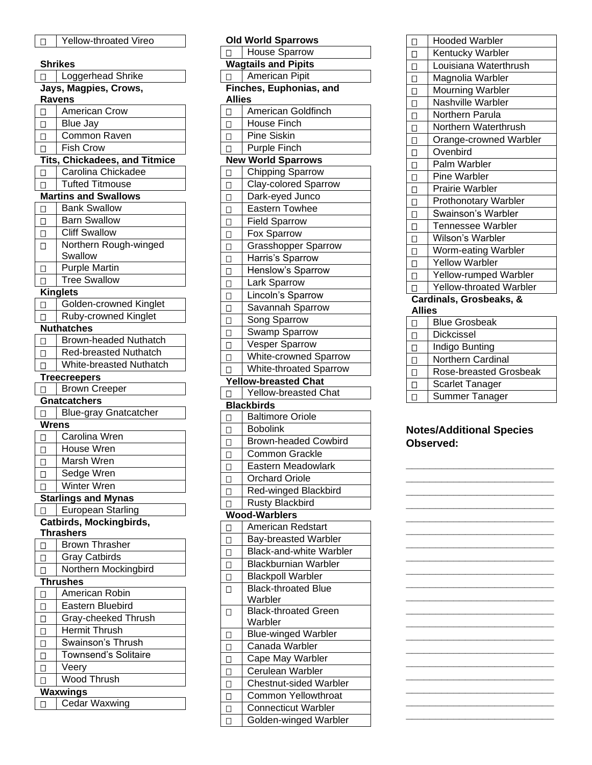| | |
|---|---|
| ☐ | Yellow-throated Vireo |

**Shrikes**

| | |
|---|---|
| ☐ | Loggerhead Shrike |

**Jays, Magpies, Crows, Ravens**

| | |
|---|---|
| ☐ | American Crow |
| ☐ | Blue Jay |
| ☐ | Common Raven |
| ☐ | Fish Crow |

**Tits, Chickadees, and Titmice**

| | |
|---|---|
| ☐ | Carolina Chickadee |
| ☐ | Tufted Titmouse |

**Martins and Swallows**

| | |
|---|---|
| ☐ | Bank Swallow |
| ☐ | Barn Swallow |
| ☐ | Cliff Swallow |
| ☐ | Northern Rough-winged Swallow |
| ☐ | Purple Martin |
| ☐ | Tree Swallow |

**Kinglets**

| | |
|---|---|
| ☐ | Golden-crowned Kinglet |
| ☐ | Ruby-crowned Kinglet |

**Nuthatches**

| | |
|---|---|
| ☐ | Brown-headed Nuthatch |
| ☐ | Red-breasted Nuthatch |
| ☐ | White-breasted Nuthatch |

**Treecreepers**

| | |
|---|---|
| ☐ | Brown Creeper |

**Gnatcatchers**

| | |
|---|---|
| ☐ | Blue-gray Gnatcatcher |

**Wrens**

| | |
|---|---|
| ☐ | Carolina Wren |
| ☐ | House Wren |
| ☐ | Marsh Wren |
| ☐ | Sedge Wren |
| ☐ | Winter Wren |

**Starlings and Mynas**

| | |
|---|---|
| ☐ | European Starling |

**Catbirds, Mockingbirds, Thrashers**

| | |
|---|---|
| ☐ | Brown Thrasher |
| ☐ | Gray Catbirds |
| ☐ | Northern Mockingbird |

**Thrushes**

| | |
|---|---|
| ☐ | American Robin |
| ☐ | Eastern Bluebird |
| ☐ | Gray-cheeked Thrush |
| ☐ | Hermit Thrush |
| ☐ | Swainson's Thrush |
| ☐ | Townsend's Solitaire |
| ☐ | Veery |
| ☐ | Wood Thrush |

**Waxwings**

| | |
|---|---|
| ☐ | Cedar Waxwing |

**Old World Sparrows**

| | |
|---|---|
| ☐ | House Sparrow |

**Wagtails and Pipits**

| | |
|---|---|
| ☐ | American Pipit |

**Finches, Euphonias, and Allies**

| | |
|---|---|
| ☐ | American Goldfinch |
| ☐ | House Finch |
| ☐ | Pine Siskin |
| ☐ | Purple Finch |

**New World Sparrows**

| | |
|---|---|
| ☐ | Chipping Sparrow |
| ☐ | Clay-colored Sparrow |
| ☐ | Dark-eyed Junco |
| ☐ | Eastern Towhee |
| ☐ | Field Sparrow |
| ☐ | Fox Sparrow |
| ☐ | Grasshopper Sparrow |
| ☐ | Harris's Sparrow |
| ☐ | Henslow's Sparrow |
| ☐ | Lark Sparrow |
| ☐ | Lincoln's Sparrow |
| ☐ | Savannah Sparrow |
| ☐ | Song Sparrow |
| ☐ | Swamp Sparrow |
| ☐ | Vesper Sparrow |
| ☐ | White-crowned Sparrow |
| ☐ | White-throated Sparrow |

**Yellow-breasted Chat**

| | |
|---|---|
| ☐ | Yellow-breasted Chat |

**Blackbirds**

| | |
|---|---|
| ☐ | Baltimore Oriole |
| ☐ | Bobolink |
| ☐ | Brown-headed Cowbird |
| ☐ | Common Grackle |
| ☐ | Eastern Meadowlark |
| ☐ | Orchard Oriole |
| ☐ | Red-winged Blackbird |
| ☐ | Rusty Blackbird |

**Wood-Warblers**

| | |
|---|---|
| ☐ | American Redstart |
| ☐ | Bay-breasted Warbler |
| ☐ | Black-and-white Warbler |
| ☐ | Blackburnian Warbler |
| ☐ | Blackpoll Warbler |
| ☐ | Black-throated Blue Warbler |
| ☐ | Black-throated Green Warbler |
| ☐ | Blue-winged Warbler |
| ☐ | Canada Warbler |
| ☐ | Cape May Warbler |
| ☐ | Cerulean Warbler |
| ☐ | Chestnut-sided Warbler |
| ☐ | Common Yellowthroat |
| ☐ | Connecticut Warbler |
| ☐ | Golden-winged Warbler |
| ☐ | Hooded Warbler |
| ☐ | Kentucky Warbler |
| ☐ | Louisiana Waterthrush |
| ☐ | Magnolia Warbler |
| ☐ | Mourning Warbler |
| ☐ | Nashville Warbler |
| ☐ | Northern Parula |
| ☐ | Northern Waterthrush |
| ☐ | Orange-crowned Warbler |
| ☐ | Ovenbird |
| ☐ | Palm Warbler |
| ☐ | Pine Warbler |
| ☐ | Prairie Warbler |
| ☐ | Prothonotary Warbler |
| ☐ | Swainson's Warbler |
| ☐ | Tennessee Warbler |
| ☐ | Wilson's Warbler |
| ☐ | Worm-eating Warbler |
| ☐ | Yellow Warbler |
| ☐ | Yellow-rumped Warbler |
| ☐ | Yellow-throated Warbler |

**Cardinals, Grosbeaks, & Allies**

| | |
|---|---|
| ☐ | Blue Grosbeak |
| ☐ | Dickcissel |
| ☐ | Indigo Bunting |
| ☐ | Northern Cardinal |
| ☐ | Rose-breasted Grosbeak |
| ☐ | Scarlet Tanager |
| ☐ | Summer Tanager |

**Notes/Additional Species Observed:**

______________________________
______________________________
______________________________
______________________________
______________________________
______________________________
______________________________
______________________________
______________________________
______________________________
______________________________
______________________________
______________________________
______________________________
______________________________
______________________________
______________________________
______________________________
______________________________
______________________________